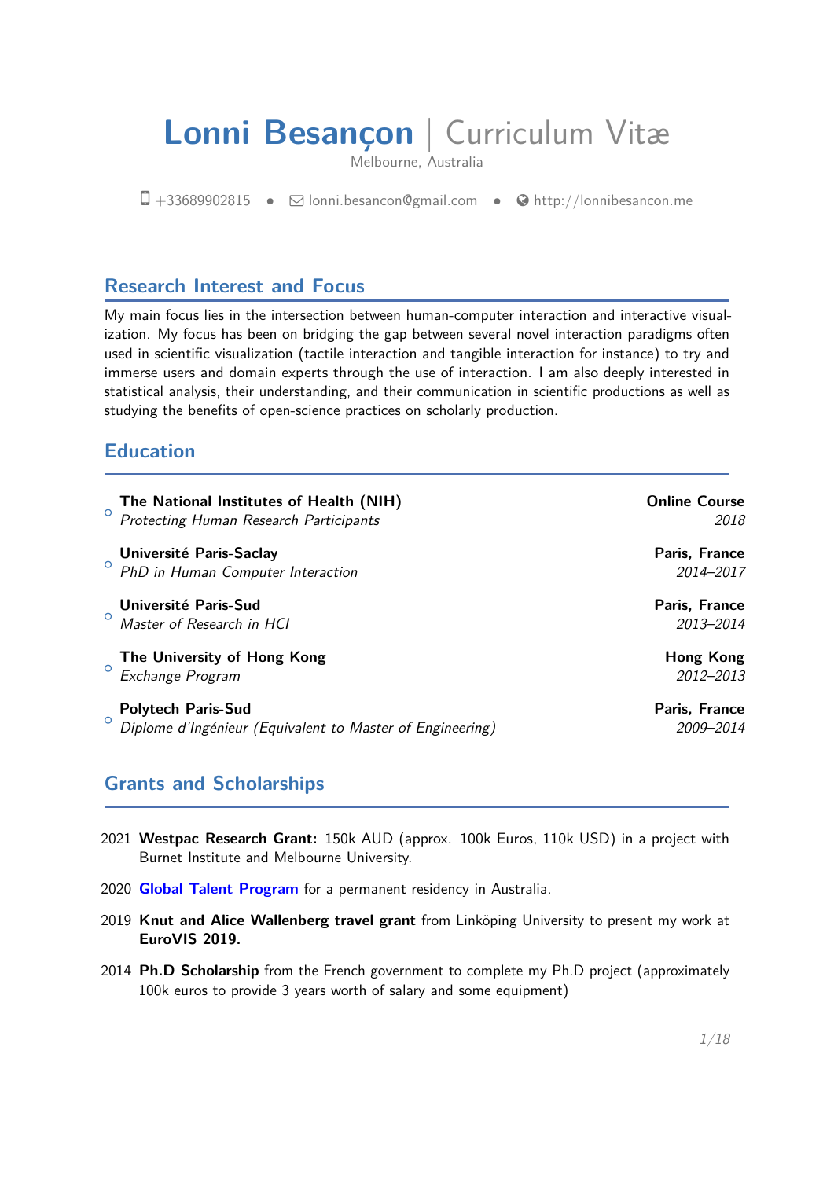# Lonni Besançon | Curriculum Vitæ

Melbourne, Australia

+33689902815 • lonni.besancon@gmail.com • http://lonnibesancon.me

## Research Interest and Focus

My main focus lies in the intersection between human-computer interaction and interactive visualization. My focus has been on bridging the gap between several novel interaction paradigms often used in scientific visualization (tactile interaction and tangible interaction for instance) to try and immerse users and domain experts through the use of interaction. I am also deeply interested in statistical analysis, their understanding, and their communication in scientific productions as well as studying the benefits of open-science practices on scholarly production.

## Education

- **The National Institutes of Health (NIH)** — **Online Course**
  *Protecting Human Research Participants* — *2018*
- **Université Paris-Saclay** — **Paris, France**
  *PhD in Human Computer Interaction* — *2014–2017*
- **Université Paris-Sud** — **Paris, France**
  *Master of Research in HCI* — *2013–2014*
- **The University of Hong Kong** — **Hong Kong**
  *Exchange Program* — *2012–2013*
- **Polytech Paris-Sud** — **Paris, France**
  *Diplome d'Ingénieur (Equivalent to Master of Engineering)* — *2009–2014*

## Grants and Scholarships

2021 **Westpac Research Grant:** 150k AUD (approx. 100k Euros, 110k USD) in a project with Burnet Institute and Melbourne University.

2020 **Global Talent Program** for a permanent residency in Australia.

2019 **Knut and Alice Wallenberg travel grant** from Linköping University to present my work at **EuroVIS 2019.**

2014 **Ph.D Scholarship** from the French government to complete my Ph.D project (approximately 100k euros to provide 3 years worth of salary and some equipment)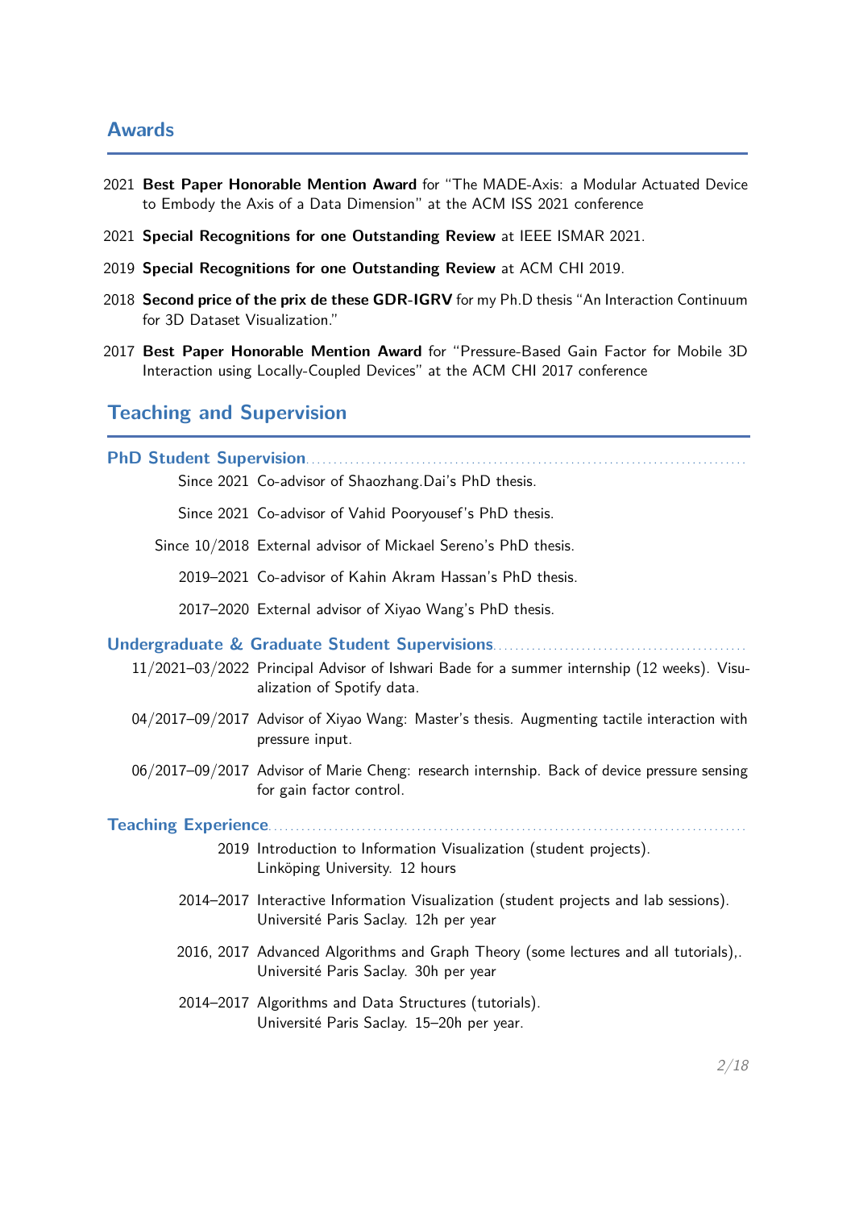## Awards

2021 **Best Paper Honorable Mention Award** for "The MADE-Axis: a Modular Actuated Device to Embody the Axis of a Data Dimension" at the ACM ISS 2021 conference

2021 **Special Recognitions for one Outstanding Review** at IEEE ISMAR 2021.

2019 **Special Recognitions for one Outstanding Review** at ACM CHI 2019.

2018 **Second price of the prix de these GDR-IGRV** for my Ph.D thesis "An Interaction Continuum for 3D Dataset Visualization."

2017 **Best Paper Honorable Mention Award** for "Pressure-Based Gain Factor for Mobile 3D Interaction using Locally-Coupled Devices" at the ACM CHI 2017 conference

## Teaching and Supervision

### PhD Student Supervision

Since 2021 Co-advisor of Shaozhang.Dai's PhD thesis.

Since 2021 Co-advisor of Vahid Pooryousef's PhD thesis.

Since 10/2018 External advisor of Mickael Sereno's PhD thesis.

2019–2021 Co-advisor of Kahin Akram Hassan's PhD thesis.

2017–2020 External advisor of Xiyao Wang's PhD thesis.

### Undergraduate & Graduate Student Supervisions

11/2021–03/2022 Principal Advisor of Ishwari Bade for a summer internship (12 weeks). Visualization of Spotify data.

04/2017–09/2017 Advisor of Xiyao Wang: Master's thesis. Augmenting tactile interaction with pressure input.

06/2017–09/2017 Advisor of Marie Cheng: research internship. Back of device pressure sensing for gain factor control.

### Teaching Experience

2019 Introduction to Information Visualization (student projects).
Linköping University. 12 hours

2014–2017 Interactive Information Visualization (student projects and lab sessions).
Université Paris Saclay. 12h per year

2016, 2017 Advanced Algorithms and Graph Theory (some lectures and all tutorials),.
Université Paris Saclay. 30h per year

2014–2017 Algorithms and Data Structures (tutorials).
Université Paris Saclay. 15–20h per year.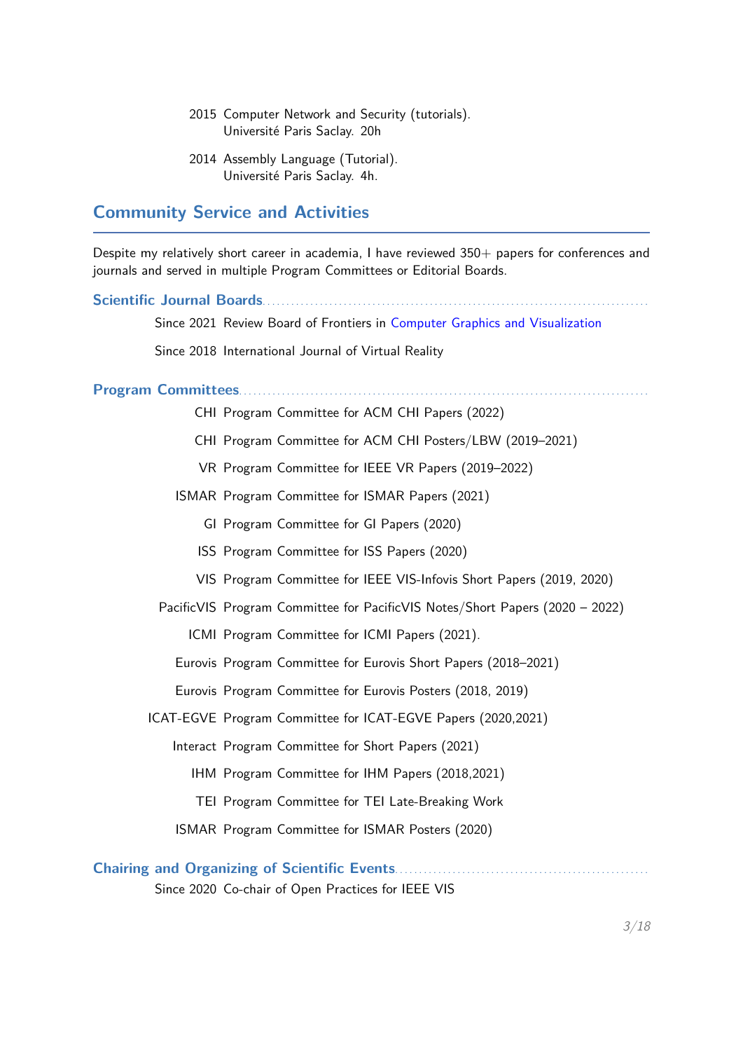2015 Computer Network and Security (tutorials).
Université Paris Saclay. 20h

2014 Assembly Language (Tutorial).
Université Paris Saclay. 4h.

## Community Service and Activities

Despite my relatively short career in academia, I have reviewed 350+ papers for conferences and journals and served in multiple Program Committees or Editorial Boards.

### Scientific Journal Boards

Since 2021 Review Board of Frontiers in Computer Graphics and Visualization

Since 2018 International Journal of Virtual Reality

### Program Committees

CHI Program Committee for ACM CHI Papers (2022)

CHI Program Committee for ACM CHI Posters/LBW (2019–2021)

VR Program Committee for IEEE VR Papers (2019–2022)

ISMAR Program Committee for ISMAR Papers (2021)

GI Program Committee for GI Papers (2020)

ISS Program Committee for ISS Papers (2020)

VIS Program Committee for IEEE VIS-Infovis Short Papers (2019, 2020)

PacificVIS Program Committee for PacificVIS Notes/Short Papers (2020 – 2022)

ICMI Program Committee for ICMI Papers (2021).

Eurovis Program Committee for Eurovis Short Papers (2018–2021)

Eurovis Program Committee for Eurovis Posters (2018, 2019)

ICAT-EGVE Program Committee for ICAT-EGVE Papers (2020,2021)

Interact Program Committee for Short Papers (2021)

IHM Program Committee for IHM Papers (2018,2021)

TEI Program Committee for TEI Late-Breaking Work

ISMAR Program Committee for ISMAR Posters (2020)

### Chairing and Organizing of Scientific Events

Since 2020 Co-chair of Open Practices for IEEE VIS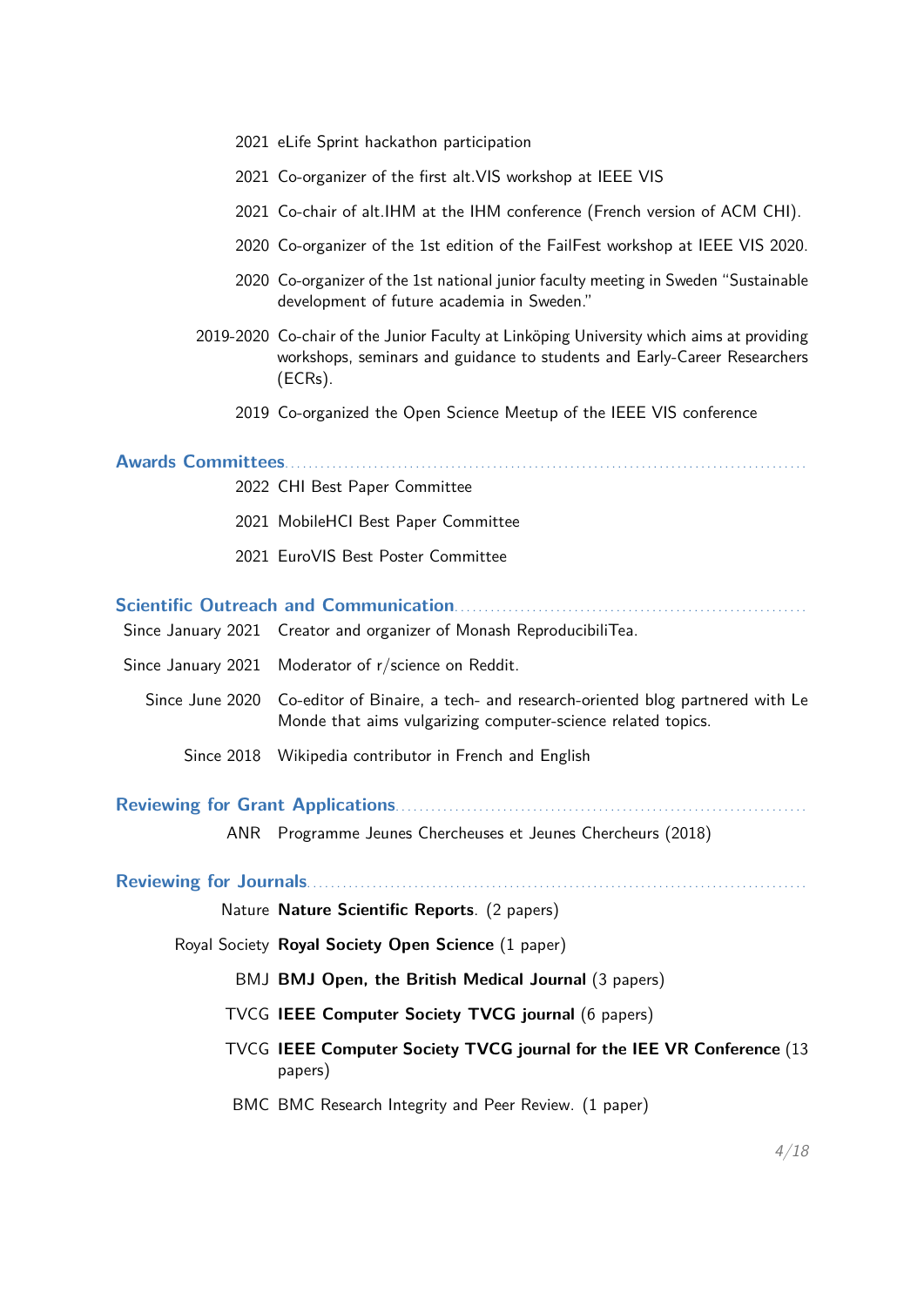- 2021 eLife Sprint hackathon participation
- 2021 Co-organizer of the first alt.VIS workshop at IEEE VIS
- 2021 Co-chair of alt.IHM at the IHM conference (French version of ACM CHI).
- 2020 Co-organizer of the 1st edition of the FailFest workshop at IEEE VIS 2020.
- 2020 Co-organizer of the 1st national junior faculty meeting in Sweden "Sustainable development of future academia in Sweden."
- 2019-2020 Co-chair of the Junior Faculty at Linköping University which aims at providing workshops, seminars and guidance to students and Early-Career Researchers (ECRs).
- 2019 Co-organized the Open Science Meetup of the IEEE VIS conference

## Awards Committees

- 2022 CHI Best Paper Committee
- 2021 MobileHCI Best Paper Committee
- 2021 EuroVIS Best Poster Committee

## Scientific Outreach and Communication

- Since January 2021 Creator and organizer of Monash ReproducibiliTea.
- Since January 2021 Moderator of r/science on Reddit.
- Since June 2020 Co-editor of Binaire, a tech- and research-oriented blog partnered with Le Monde that aims vulgarizing computer-science related topics.
- Since 2018 Wikipedia contributor in French and English

## Reviewing for Grant Applications

- ANR Programme Jeunes Chercheuses et Jeunes Chercheurs (2018)

## Reviewing for Journals

- Nature **Nature Scientific Reports**. (2 papers)
- Royal Society **Royal Society Open Science** (1 paper)
- BMJ **BMJ Open, the British Medical Journal** (3 papers)
- TVCG **IEEE Computer Society TVCG journal** (6 papers)
- TVCG **IEEE Computer Society TVCG journal for the IEE VR Conference** (13 papers)
- BMC BMC Research Integrity and Peer Review. (1 paper)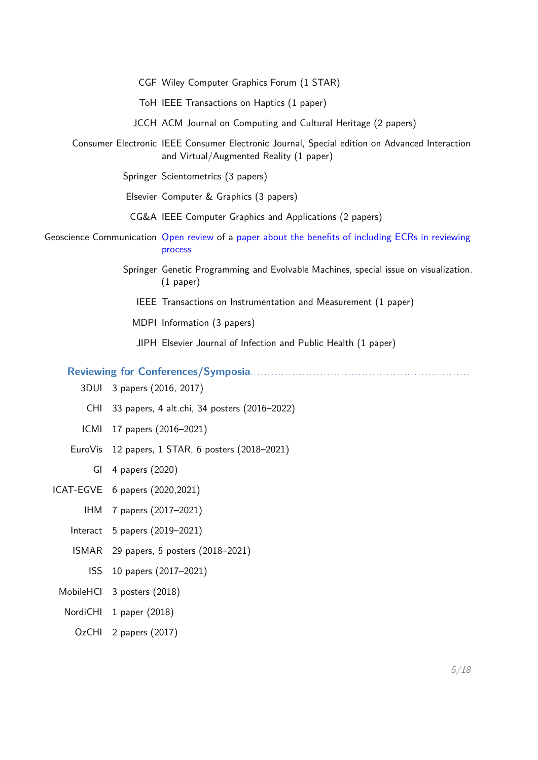- **CGF** Wiley Computer Graphics Forum (1 STAR)
- **ToH** IEEE Transactions on Haptics (1 paper)
- **JCCH** ACM Journal on Computing and Cultural Heritage (2 papers)
- **Consumer Electronic** IEEE Consumer Electronic Journal, Special edition on Advanced Interaction and Virtual/Augmented Reality (1 paper)
- **Springer** Scientometrics (3 papers)
- **Elsevier** Computer & Graphics (3 papers)
- **CG&A** IEEE Computer Graphics and Applications (2 papers)
- **Geoscience Communication** Open review of a paper about the benefits of including ECRs in reviewing process
- **Springer** Genetic Programming and Evolvable Machines, special issue on visualization. (1 paper)
- **IEEE** Transactions on Instrumentation and Measurement (1 paper)
- **MDPI** Information (3 papers)
- **JIPH** Elsevier Journal of Infection and Public Health (1 paper)

## Reviewing for Conferences/Symposia

- **3DUI** 3 papers (2016, 2017)
- **CHI** 33 papers, 4 alt.chi, 34 posters (2016–2022)
- **ICMI** 17 papers (2016–2021)
- **EuroVis** 12 papers, 1 STAR, 6 posters (2018–2021)
- **GI** 4 papers (2020)
- **ICAT-EGVE** 6 papers (2020,2021)
- **IHM** 7 papers (2017–2021)
- **Interact** 5 papers (2019–2021)
- **ISMAR** 29 papers, 5 posters (2018–2021)
- **ISS** 10 papers (2017–2021)
- **MobileHCI** 3 posters (2018)
- **NordiCHI** 1 paper (2018)
- **OzCHI** 2 papers (2017)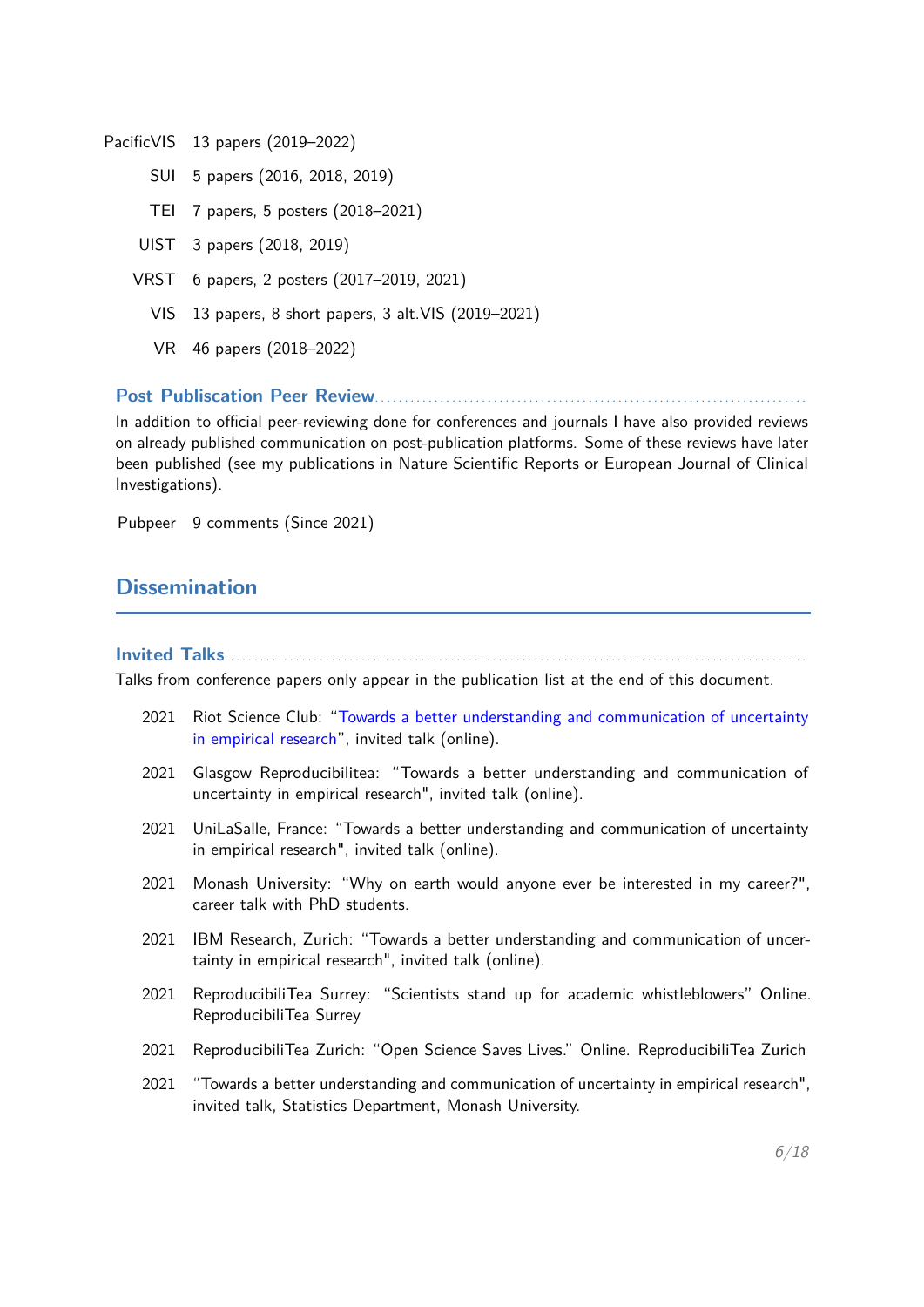| | |
|---|---|
| PacificVIS | 13 papers (2019–2022) |
| SUI | 5 papers (2016, 2018, 2019) |
| TEI | 7 papers, 5 posters (2018–2021) |
| UIST | 3 papers (2018, 2019) |
| VRST | 6 papers, 2 posters (2017–2019, 2021) |
| VIS | 13 papers, 8 short papers, 3 alt.VIS (2019–2021) |
| VR | 46 papers (2018–2022) |

### Post Publiscation Peer Review

In addition to official peer-reviewing done for conferences and journals I have also provided reviews on already published communication on post-publication platforms. Some of these reviews have later been published (see my publications in Nature Scientific Reports or European Journal of Clinical Investigations).

| | |
|---|---|
| Pubpeer | 9 comments (Since 2021) |

## Dissemination

### Invited Talks

Talks from conference papers only appear in the publication list at the end of this document.

- 2021 Riot Science Club: "Towards a better understanding and communication of uncertainty in empirical research", invited talk (online).
- 2021 Glasgow Reproducibilitea: "Towards a better understanding and communication of uncertainty in empirical research", invited talk (online).
- 2021 UniLaSalle, France: "Towards a better understanding and communication of uncertainty in empirical research", invited talk (online).
- 2021 Monash University: "Why on earth would anyone ever be interested in my career?", career talk with PhD students.
- 2021 IBM Research, Zurich: "Towards a better understanding and communication of uncertainty in empirical research", invited talk (online).
- 2021 ReproducibiliTea Surrey: "Scientists stand up for academic whistleblowers" Online. ReproducibiliTea Surrey
- 2021 ReproducibiliTea Zurich: "Open Science Saves Lives." Online. ReproducibiliTea Zurich
- 2021 "Towards a better understanding and communication of uncertainty in empirical research", invited talk, Statistics Department, Monash University.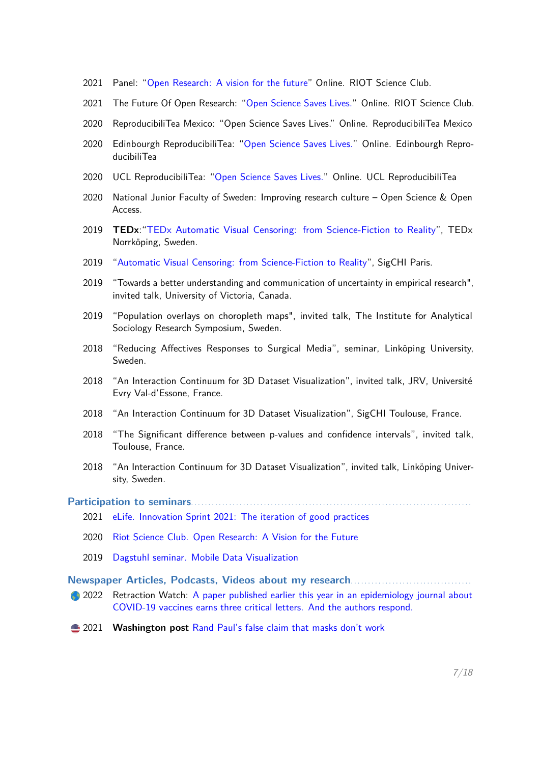2021 Panel: "Open Research: A vision for the future" Online. RIOT Science Club.

2021 The Future Of Open Research: "Open Science Saves Lives." Online. RIOT Science Club.

2020 ReproducibiliTea Mexico: "Open Science Saves Lives." Online. ReproducibiliTea Mexico

2020 Edinbourgh ReproducibiliTea: "Open Science Saves Lives." Online. Edinbourgh ReproducibiliTea

2020 UCL ReproducibiliTea: "Open Science Saves Lives." Online. UCL ReproducibiliTea

2020 National Junior Faculty of Sweden: Improving research culture – Open Science & Open Access.

2019 **TEDx**:"TEDx Automatic Visual Censoring: from Science-Fiction to Reality", TEDx Norrköping, Sweden.

2019 "Automatic Visual Censoring: from Science-Fiction to Reality", SigCHI Paris.

2019 "Towards a better understanding and communication of uncertainty in empirical research", invited talk, University of Victoria, Canada.

2019 "Population overlays on choropleth maps", invited talk, The Institute for Analytical Sociology Research Symposium, Sweden.

2018 "Reducing Affectives Responses to Surgical Media", seminar, Linköping University, Sweden.

2018 "An Interaction Continuum for 3D Dataset Visualization", invited talk, JRV, Université Evry Val-d'Essone, France.

2018 "An Interaction Continuum for 3D Dataset Visualization", SigCHI Toulouse, France.

2018 "The Significant difference between p-values and confidence intervals", invited talk, Toulouse, France.

2018 "An Interaction Continuum for 3D Dataset Visualization", invited talk, Linköping University, Sweden.

## Participation to seminars

2021 eLife. Innovation Sprint 2021: The iteration of good practices

2020 Riot Science Club. Open Research: A Vision for the Future

2019 Dagstuhl seminar. Mobile Data Visualization

## Newspaper Articles, Podcasts, Videos about my research

2022 Retraction Watch: A paper published earlier this year in an epidemiology journal about COVID-19 vaccines earns three critical letters. And the authors respond.

2021 **Washington post** Rand Paul's false claim that masks don't work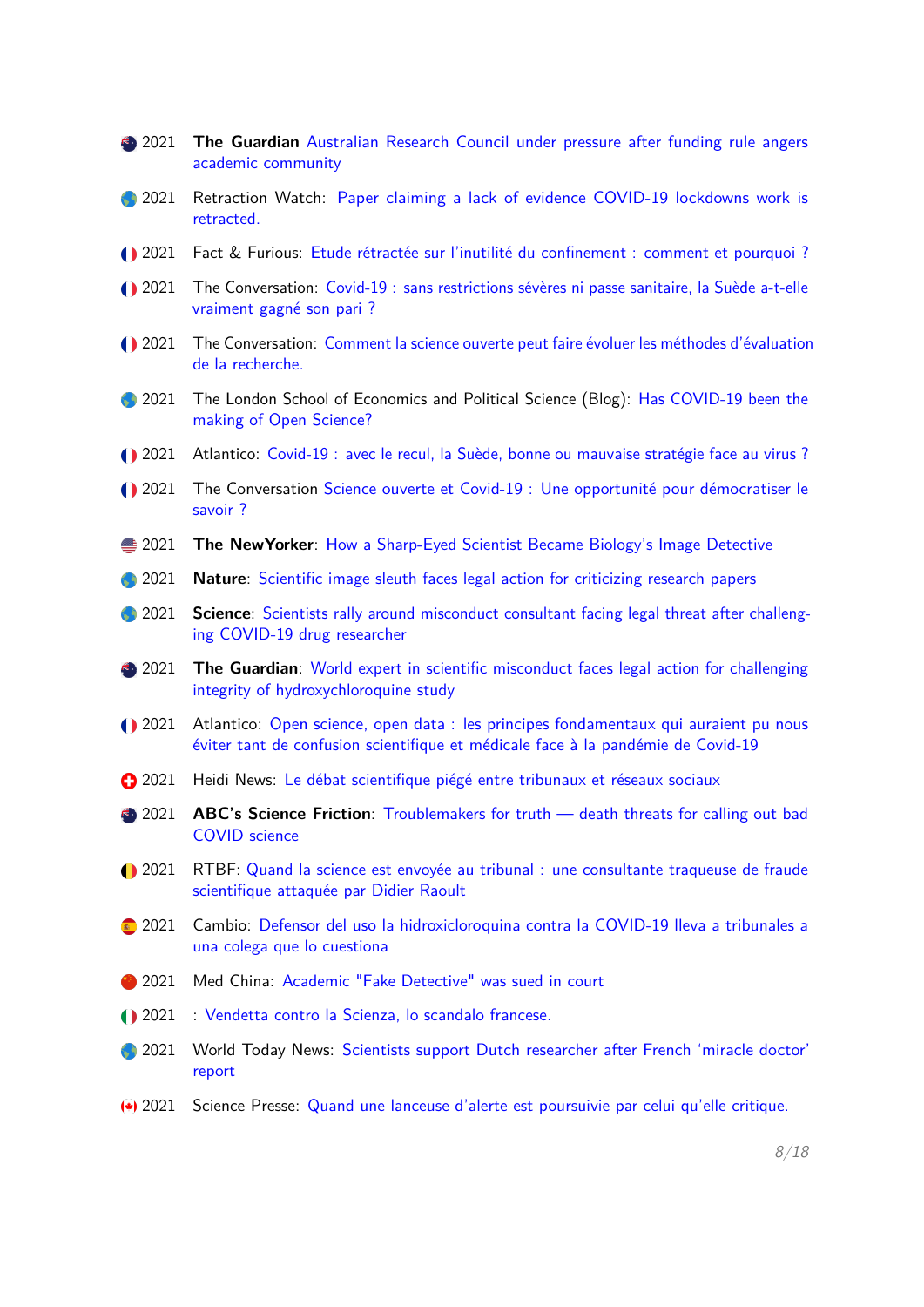- 2021 **The Guardian** Australian Research Council under pressure after funding rule angers academic community
- 2021 Retraction Watch: Paper claiming a lack of evidence COVID-19 lockdowns work is retracted.
- 2021 Fact & Furious: Etude rétractée sur l'inutilité du confinement : comment et pourquoi ?
- 2021 The Conversation: Covid-19 : sans restrictions sévères ni passe sanitaire, la Suède a-t-elle vraiment gagné son pari ?
- 2021 The Conversation: Comment la science ouverte peut faire évoluer les méthodes d'évaluation de la recherche.
- 2021 The London School of Economics and Political Science (Blog): Has COVID-19 been the making of Open Science?
- 2021 Atlantico: Covid-19 : avec le recul, la Suède, bonne ou mauvaise stratégie face au virus ?
- 2021 The Conversation Science ouverte et Covid-19 : Une opportunité pour démocratiser le savoir ?
- 2021 **The NewYorker**: How a Sharp-Eyed Scientist Became Biology's Image Detective
- 2021 **Nature**: Scientific image sleuth faces legal action for criticizing research papers
- 2021 **Science**: Scientists rally around misconduct consultant facing legal threat after challenging COVID-19 drug researcher
- 2021 **The Guardian**: World expert in scientific misconduct faces legal action for challenging integrity of hydroxychloroquine study
- 2021 Atlantico: Open science, open data : les principes fondamentaux qui auraient pu nous éviter tant de confusion scientifique et médicale face à la pandémie de Covid-19
- 2021 Heidi News: Le débat scientifique piégé entre tribunaux et réseaux sociaux
- 2021 **ABC's Science Friction**: Troublemakers for truth — death threats for calling out bad COVID science
- 2021 RTBF: Quand la science est envoyée au tribunal : une consultante traqueuse de fraude scientifique attaquée par Didier Raoult
- 2021 Cambio: Defensor del uso la hidroxicloroquina contra la COVID-19 lleva a tribunales a una colega que lo cuestiona
- 2021 Med China: Academic "Fake Detective" was sued in court
- 2021 : Vendetta contro la Scienza, lo scandalo francese.
- 2021 World Today News: Scientists support Dutch researcher after French 'miracle doctor' report
- 2021 Science Presse: Quand une lanceuse d'alerte est poursuivie par celui qu'elle critique.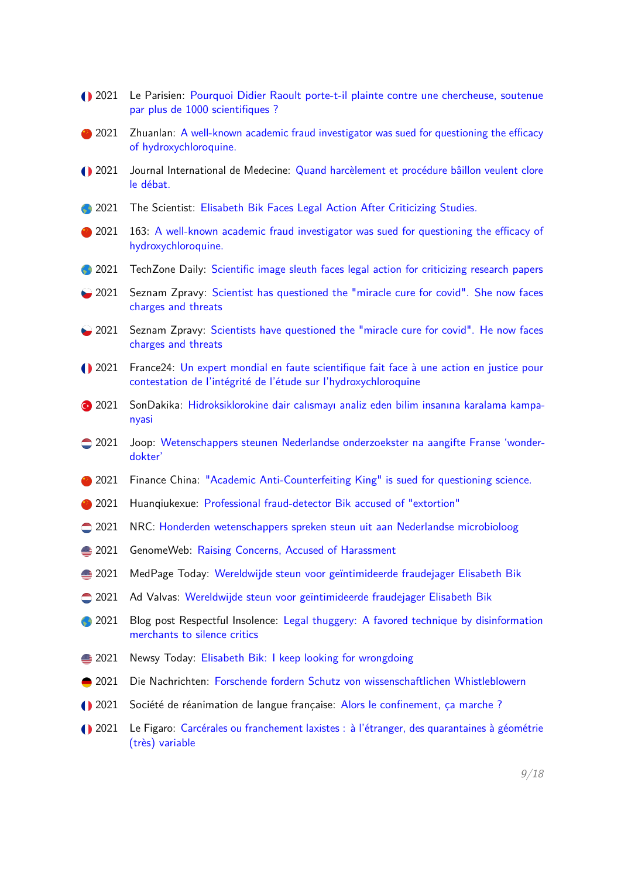- 2021 Le Parisien: Pourquoi Didier Raoult porte-t-il plainte contre une chercheuse, soutenue par plus de 1000 scientifiques ?
- 2021 Zhuanlan: A well-known academic fraud investigator was sued for questioning the efficacy of hydroxychloroquine.
- 2021 Journal International de Medecine: Quand harcèlement et procédure bâillon veulent clore le débat.
- 2021 The Scientist: Elisabeth Bik Faces Legal Action After Criticizing Studies.
- 2021 163: A well-known academic fraud investigator was sued for questioning the efficacy of hydroxychloroquine.
- 2021 TechZone Daily: Scientific image sleuth faces legal action for criticizing research papers
- 2021 Seznam Zpravy: Scientist has questioned the "miracle cure for covid". She now faces charges and threats
- 2021 Seznam Zpravy: Scientists have questioned the "miracle cure for covid". He now faces charges and threats
- 2021 France24: Un expert mondial en faute scientifique fait face à une action en justice pour contestation de l'intégrité de l'étude sur l'hydroxychloroquine
- 2021 SonDakika: Hidroksiklorokine dair calısmayı analiz eden bilim insanına karalama kampanyasi
- 2021 Joop: Wetenschappers steunen Nederlandse onderzoekster na aangifte Franse 'wonderdokter'
- 2021 Finance China: "Academic Anti-Counterfeiting King" is sued for questioning science.
- 2021 Huanqiukexue: Professional fraud-detector Bik accused of "extortion"
- 2021 NRC: Honderden wetenschappers spreken steun uit aan Nederlandse microbioloog
- 2021 GenomeWeb: Raising Concerns, Accused of Harassment
- 2021 MedPage Today: Wereldwijde steun voor geïntimideerde fraudejager Elisabeth Bik
- 2021 Ad Valvas: Wereldwijde steun voor geïntimideerde fraudejager Elisabeth Bik
- 2021 Blog post Respectful Insolence: Legal thuggery: A favored technique by disinformation merchants to silence critics
- 2021 Newsy Today: Elisabeth Bik: I keep looking for wrongdoing
- 2021 Die Nachrichten: Forschende fordern Schutz von wissenschaftlichen Whistleblowern
- 2021 Société de réanimation de langue française: Alors le confinement, ça marche ?
- 2021 Le Figaro: Carcérales ou franchement laxistes : à l'étranger, des quarantaines à géométrie (très) variable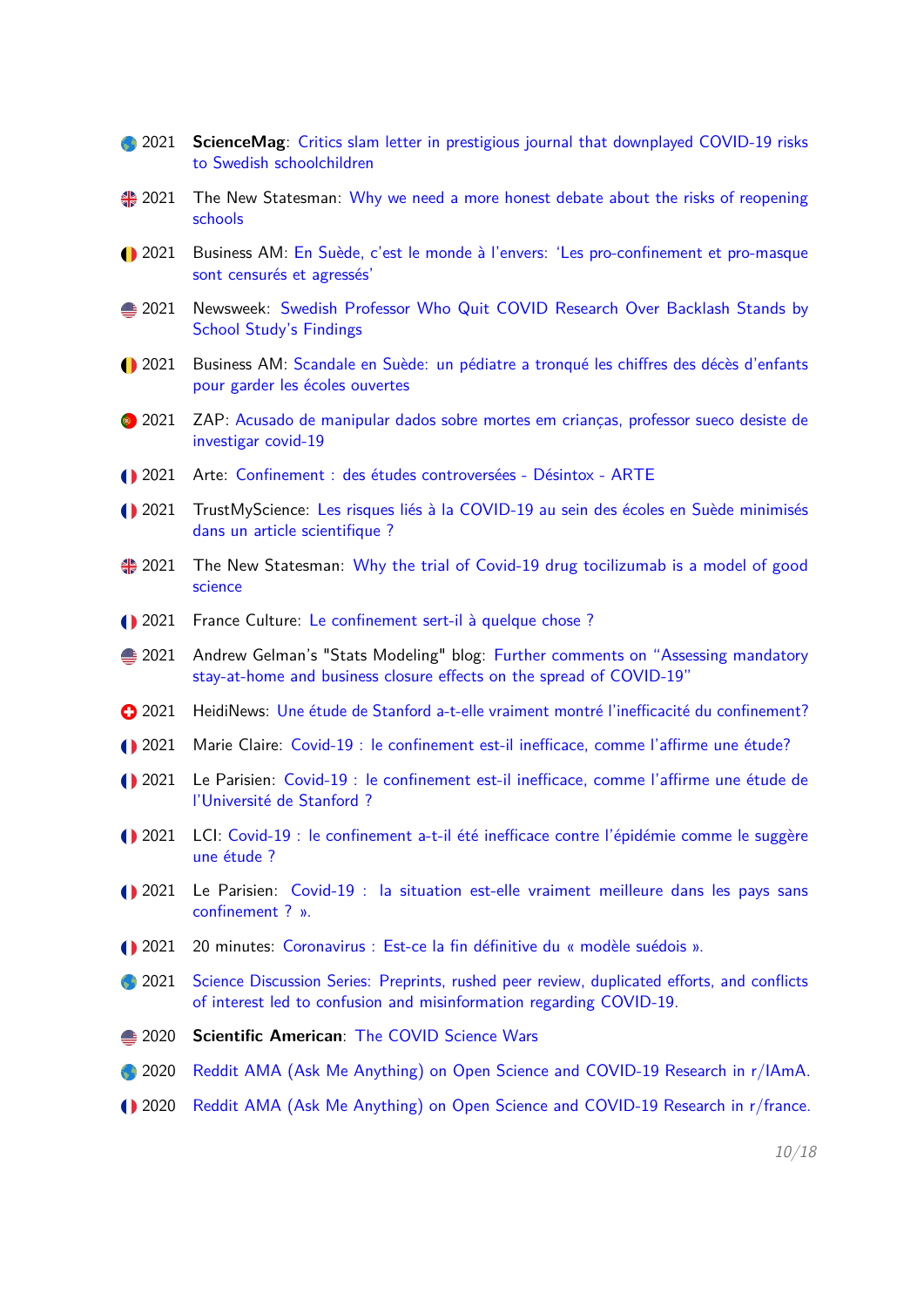- 2021 **ScienceMag**: Critics slam letter in prestigious journal that downplayed COVID-19 risks to Swedish schoolchildren
- 2021 The New Statesman: Why we need a more honest debate about the risks of reopening schools
- 2021 Business AM: En Suède, c'est le monde à l'envers: 'Les pro-confinement et pro-masque sont censurés et agressés'
- 2021 Newsweek: Swedish Professor Who Quit COVID Research Over Backlash Stands by School Study's Findings
- 2021 Business AM: Scandale en Suède: un pédiatre a tronqué les chiffres des décès d'enfants pour garder les écoles ouvertes
- 2021 ZAP: Acusado de manipular dados sobre mortes em crianças, professor sueco desiste de investigar covid-19
- 2021 Arte: Confinement : des études controversées - Désintox - ARTE
- 2021 TrustMyScience: Les risques liés à la COVID-19 au sein des écoles en Suède minimisés dans un article scientifique ?
- 2021 The New Statesman: Why the trial of Covid-19 drug tocilizumab is a model of good science
- 2021 France Culture: Le confinement sert-il à quelque chose ?
- 2021 Andrew Gelman's "Stats Modeling" blog: Further comments on "Assessing mandatory stay-at-home and business closure effects on the spread of COVID-19"
- 2021 HeidiNews: Une étude de Stanford a-t-elle vraiment montré l'inefficacité du confinement?
- 2021 Marie Claire: Covid-19 : le confinement est-il inefficace, comme l'affirme une étude?
- 2021 Le Parisien: Covid-19 : le confinement est-il inefficace, comme l'affirme une étude de l'Université de Stanford ?
- 2021 LCI: Covid-19 : le confinement a-t-il été inefficace contre l'épidémie comme le suggère une étude ?
- 2021 Le Parisien: Covid-19 : la situation est-elle vraiment meilleure dans les pays sans confinement ? ».
- 2021 20 minutes: Coronavirus : Est-ce la fin définitive du « modèle suédois ».
- 2021 Science Discussion Series: Preprints, rushed peer review, duplicated efforts, and conflicts of interest led to confusion and misinformation regarding COVID-19.
- 2020 **Scientific American**: The COVID Science Wars
- 2020 Reddit AMA (Ask Me Anything) on Open Science and COVID-19 Research in r/IAmA.
- 2020 Reddit AMA (Ask Me Anything) on Open Science and COVID-19 Research in r/france.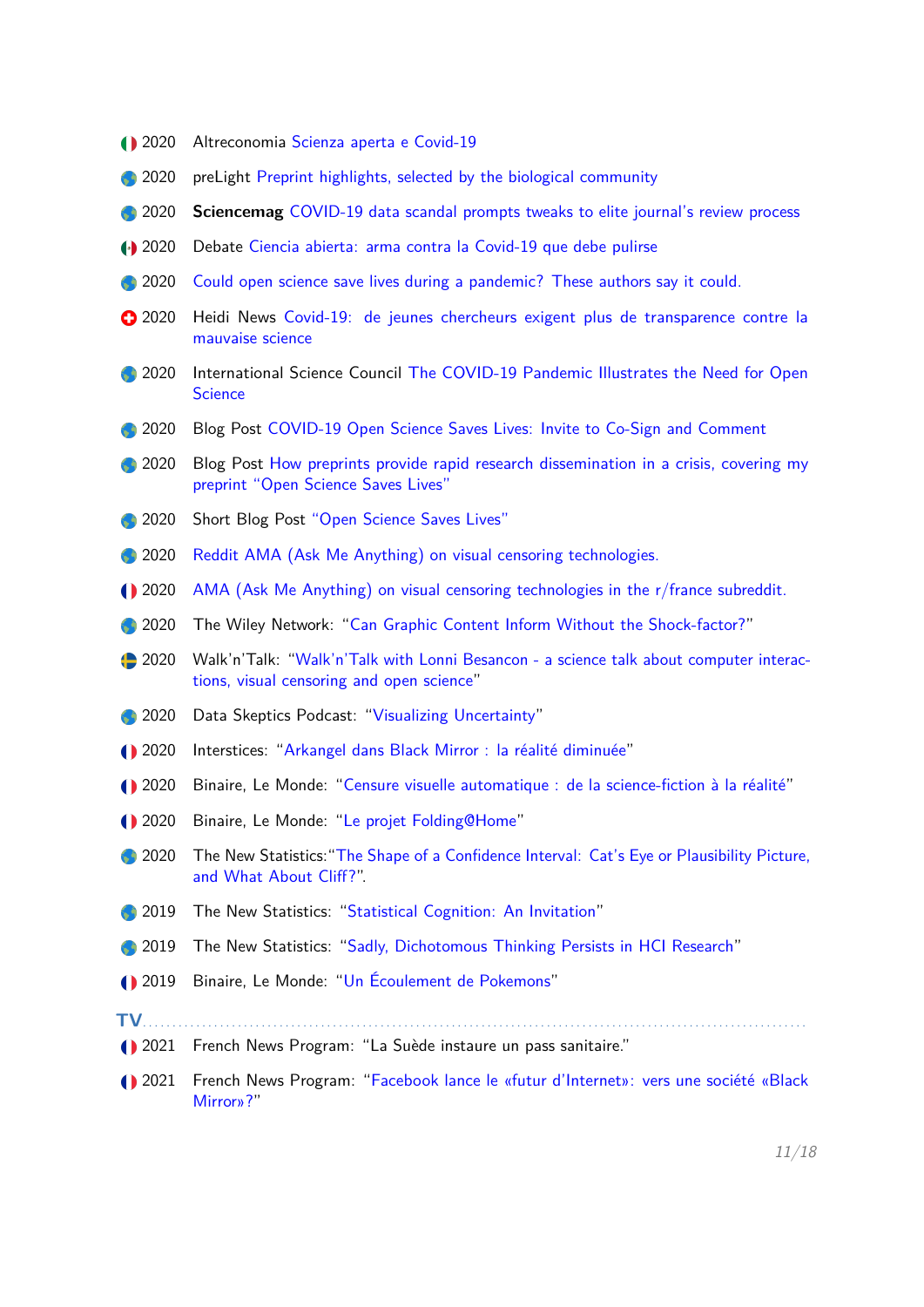- 2020 Altreconomia Scienza aperta e Covid-19
- 2020 preLight Preprint highlights, selected by the biological community
- 2020 **Sciencemag** COVID-19 data scandal prompts tweaks to elite journal's review process
- 2020 Debate Ciencia abierta: arma contra la Covid-19 que debe pulirse
- 2020 Could open science save lives during a pandemic? These authors say it could.
- 2020 Heidi News Covid-19: de jeunes chercheurs exigent plus de transparence contre la mauvaise science
- 2020 International Science Council The COVID-19 Pandemic Illustrates the Need for Open Science
- 2020 Blog Post COVID-19 Open Science Saves Lives: Invite to Co-Sign and Comment
- 2020 Blog Post How preprints provide rapid research dissemination in a crisis, covering my preprint "Open Science Saves Lives"
- 2020 Short Blog Post "Open Science Saves Lives"
- 2020 Reddit AMA (Ask Me Anything) on visual censoring technologies.
- 2020 AMA (Ask Me Anything) on visual censoring technologies in the r/france subreddit.
- 2020 The Wiley Network: "Can Graphic Content Inform Without the Shock-factor?"
- 2020 Walk'n'Talk: "Walk'n'Talk with Lonni Besancon - a science talk about computer interactions, visual censoring and open science"
- 2020 Data Skeptics Podcast: "Visualizing Uncertainty"
- 2020 Interstices: "Arkangel dans Black Mirror : la réalité diminuée"
- 2020 Binaire, Le Monde: "Censure visuelle automatique : de la science-fiction à la réalité"
- 2020 Binaire, Le Monde: "Le projet Folding@Home"
- 2020 The New Statistics:"The Shape of a Confidence Interval: Cat's Eye or Plausibility Picture, and What About Cliff?".
- 2019 The New Statistics: "Statistical Cognition: An Invitation"
- 2019 The New Statistics: "Sadly, Dichotomous Thinking Persists in HCI Research"
- 2019 Binaire, Le Monde: "Un Écoulement de Pokemons"

## TV

- 2021 French News Program: "La Suède instaure un pass sanitaire."
- 2021 French News Program: "Facebook lance le «futur d'Internet»: vers une société «Black Mirror»?"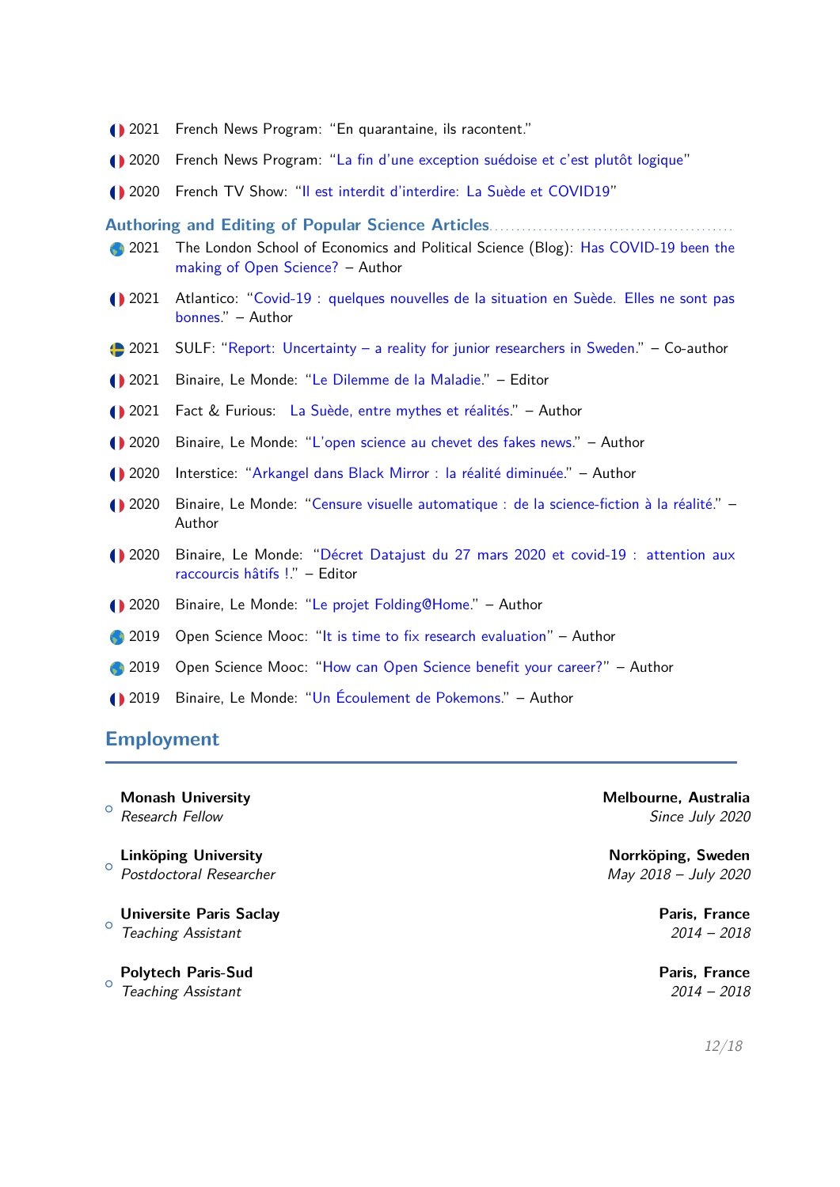- 2021 French News Program: "En quarantaine, ils racontent."
- 2020 French News Program: "La fin d'une exception suédoise et c'est plutôt logique"
- 2020 French TV Show: "Il est interdit d'interdire: La Suède et COVID19"

### Authoring and Editing of Popular Science Articles

- 2021 The London School of Economics and Political Science (Blog): Has COVID-19 been the making of Open Science? – Author
- 2021 Atlantico: "Covid-19 : quelques nouvelles de la situation en Suède. Elles ne sont pas bonnes." – Author
- 2021 SULF: "Report: Uncertainty – a reality for junior researchers in Sweden." – Co-author
- 2021 Binaire, Le Monde: "Le Dilemme de la Maladie." – Editor
- 2021 Fact & Furious: La Suède, entre mythes et réalités." – Author
- 2020 Binaire, Le Monde: "L'open science au chevet des fakes news." – Author
- 2020 Interstice: "Arkangel dans Black Mirror : la réalité diminuée." – Author
- 2020 Binaire, Le Monde: "Censure visuelle automatique : de la science-fiction à la réalité." – Author
- 2020 Binaire, Le Monde: "Décret Datajust du 27 mars 2020 et covid-19 : attention aux raccourcis hâtifs !." – Editor
- 2020 Binaire, Le Monde: "Le projet Folding@Home." – Author
- 2019 Open Science Mooc: "It is time to fix research evaluation" – Author
- 2019 Open Science Mooc: "How can Open Science benefit your career?" – Author
- 2019 Binaire, Le Monde: "Un Écoulement de Pokemons." – Author

## Employment

- **Monash University** — **Melbourne, Australia**
  *Research Fellow* — *Since July 2020*

- **Linköping University** — **Norrköping, Sweden**
  *Postdoctoral Researcher* — *May 2018 – July 2020*

- **Universite Paris Saclay** — **Paris, France**
  *Teaching Assistant* — *2014 – 2018*

- **Polytech Paris-Sud** — **Paris, France**
  *Teaching Assistant* — *2014 – 2018*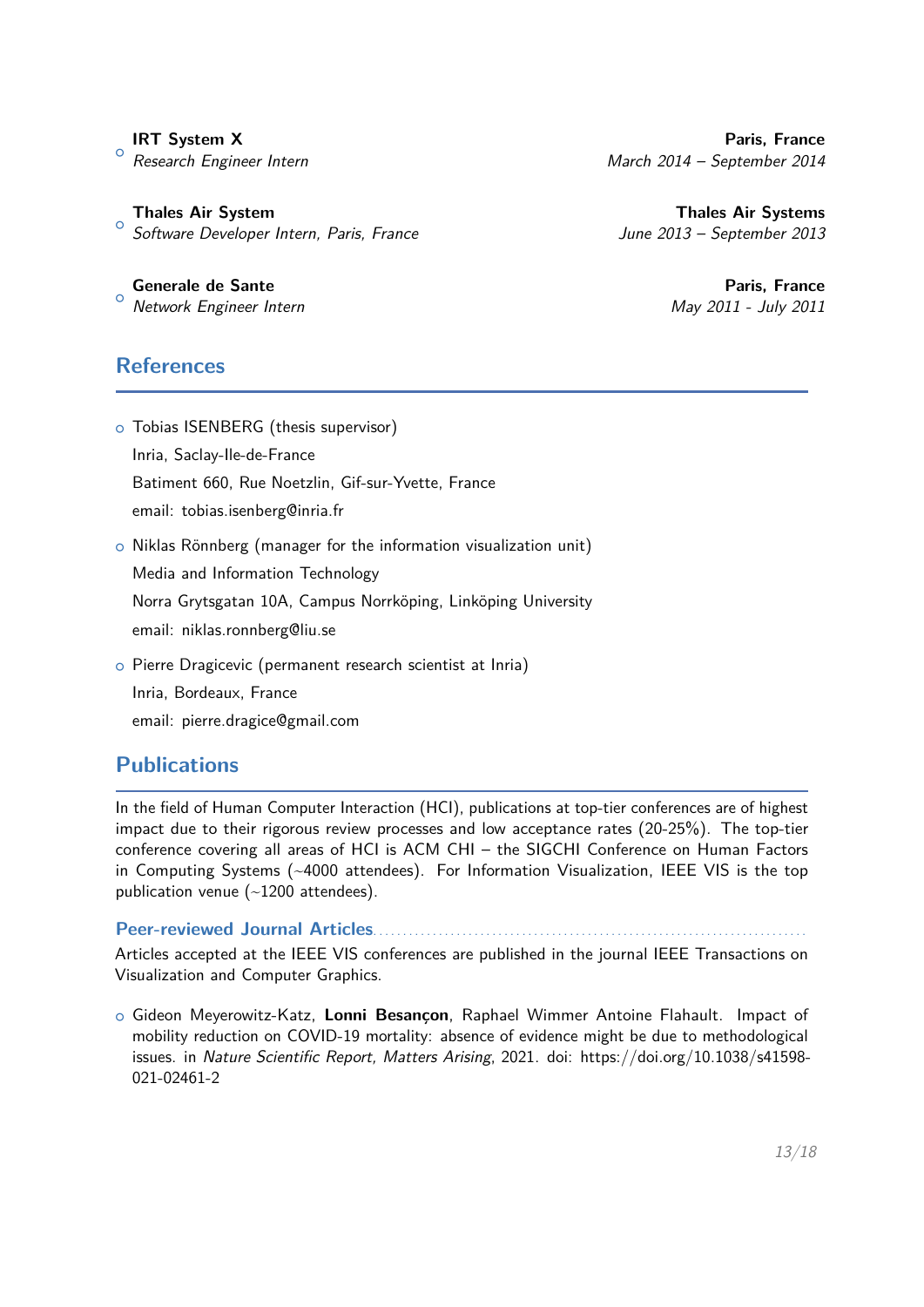- **IRT System X** — **Paris, France**
  *Research Engineer Intern* — *March 2014 – September 2014*

- **Thales Air System** — **Thales Air Systems**
  *Software Developer Intern, Paris, France* — *June 2013 – September 2013*

- **Generale de Sante** — **Paris, France**
  *Network Engineer Intern* — *May 2011 - July 2011*

## References

- Tobias ISENBERG (thesis supervisor)
  Inria, Saclay-Ile-de-France
  Batiment 660, Rue Noetzlin, Gif-sur-Yvette, France
  email: tobias.isenberg@inria.fr

- Niklas Rönnberg (manager for the information visualization unit)
  Media and Information Technology
  Norra Grytsgatan 10A, Campus Norrköping, Linköping University
  email: niklas.ronnberg@liu.se

- Pierre Dragicevic (permanent research scientist at Inria)
  Inria, Bordeaux, France
  email: pierre.dragice@gmail.com

## Publications

In the field of Human Computer Interaction (HCI), publications at top-tier conferences are of highest impact due to their rigorous review processes and low acceptance rates (20-25%). The top-tier conference covering all areas of HCI is ACM CHI – the SIGCHI Conference on Human Factors in Computing Systems (~4000 attendees). For Information Visualization, IEEE VIS is the top publication venue (~1200 attendees).

### Peer-reviewed Journal Articles

Articles accepted at the IEEE VIS conferences are published in the journal IEEE Transactions on Visualization and Computer Graphics.

- Gideon Meyerowitz-Katz, **Lonni Besançon**, Raphael Wimmer Antoine Flahault. Impact of mobility reduction on COVID-19 mortality: absence of evidence might be due to methodological issues. in *Nature Scientific Report, Matters Arising*, 2021. doi: https://doi.org/10.1038/s41598-021-02461-2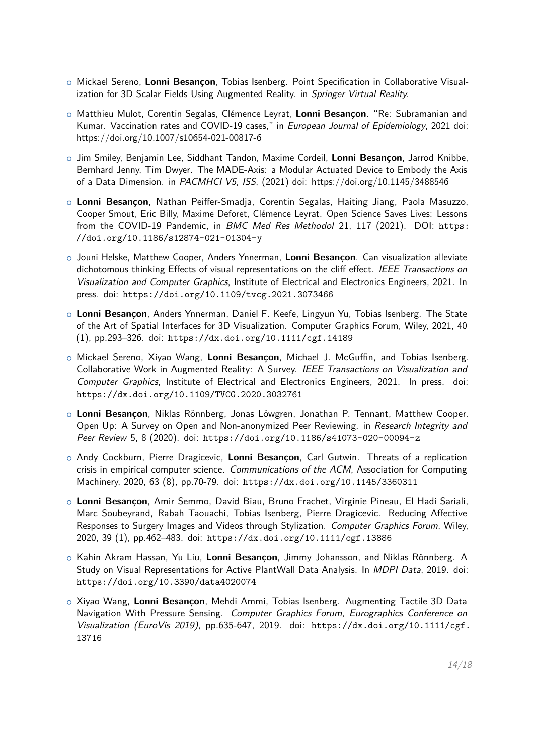- Mickael Sereno, **Lonni Besançon**, Tobias Isenberg. Point Specification in Collaborative Visualization for 3D Scalar Fields Using Augmented Reality. in *Springer Virtual Reality*.
- Matthieu Mulot, Corentin Segalas, Clémence Leyrat, **Lonni Besançon**. "Re: Subramanian and Kumar. Vaccination rates and COVID-19 cases," in *European Journal of Epidemiology*, 2021 doi: https://doi.org/10.1007/s10654-021-00817-6
- Jim Smiley, Benjamin Lee, Siddhant Tandon, Maxime Cordeil, **Lonni Besançon**, Jarrod Knibbe, Bernhard Jenny, Tim Dwyer. The MADE-Axis: a Modular Actuated Device to Embody the Axis of a Data Dimension. in *PACMHCI V5, ISS*, (2021) doi: https://doi.org/10.1145/3488546
- **Lonni Besançon**, Nathan Peiffer-Smadja, Corentin Segalas, Haiting Jiang, Paola Masuzzo, Cooper Smout, Eric Billy, Maxime Deforet, Clémence Leyrat. Open Science Saves Lives: Lessons from the COVID-19 Pandemic, in *BMC Med Res Methodol* 21, 117 (2021). DOI: https://doi.org/10.1186/s12874-021-01304-y
- Jouni Helske, Matthew Cooper, Anders Ynnerman, **Lonni Besançon**. Can visualization alleviate dichotomous thinking Effects of visual representations on the cliff effect. *IEEE Transactions on Visualization and Computer Graphics*, Institute of Electrical and Electronics Engineers, 2021. In press. doi: https://doi.org/10.1109/tvcg.2021.3073466
- **Lonni Besançon**, Anders Ynnerman, Daniel F. Keefe, Lingyun Yu, Tobias Isenberg. The State of the Art of Spatial Interfaces for 3D Visualization. Computer Graphics Forum, Wiley, 2021, 40 (1), pp.293–326. doi: https://dx.doi.org/10.1111/cgf.14189
- Mickael Sereno, Xiyao Wang, **Lonni Besançon**, Michael J. McGuffin, and Tobias Isenberg. Collaborative Work in Augmented Reality: A Survey. *IEEE Transactions on Visualization and Computer Graphics*, Institute of Electrical and Electronics Engineers, 2021. In press. doi: https://dx.doi.org/10.1109/TVCG.2020.3032761
- **Lonni Besançon**, Niklas Rönnberg, Jonas Löwgren, Jonathan P. Tennant, Matthew Cooper. Open Up: A Survey on Open and Non-anonymized Peer Reviewing. in *Research Integrity and Peer Review* 5, 8 (2020). doi: https://doi.org/10.1186/s41073-020-00094-z
- Andy Cockburn, Pierre Dragicevic, **Lonni Besançon**, Carl Gutwin. Threats of a replication crisis in empirical computer science. *Communications of the ACM*, Association for Computing Machinery, 2020, 63 (8), pp.70-79. doi: https://dx.doi.org/10.1145/3360311
- **Lonni Besançon**, Amir Semmo, David Biau, Bruno Frachet, Virginie Pineau, El Hadi Sariali, Marc Soubeyrand, Rabah Taouachi, Tobias Isenberg, Pierre Dragicevic. Reducing Affective Responses to Surgery Images and Videos through Stylization. *Computer Graphics Forum*, Wiley, 2020, 39 (1), pp.462–483. doi: https://dx.doi.org/10.1111/cgf.13886
- Kahin Akram Hassan, Yu Liu, **Lonni Besançon**, Jimmy Johansson, and Niklas Rönnberg. A Study on Visual Representations for Active PlantWall Data Analysis. In *MDPI Data*, 2019. doi: https://doi.org/10.3390/data4020074
- Xiyao Wang, **Lonni Besançon**, Mehdi Ammi, Tobias Isenberg. Augmenting Tactile 3D Data Navigation With Pressure Sensing. *Computer Graphics Forum, Eurographics Conference on Visualization (EuroVis 2019)*, pp.635-647, 2019. doi: https://dx.doi.org/10.1111/cgf.13716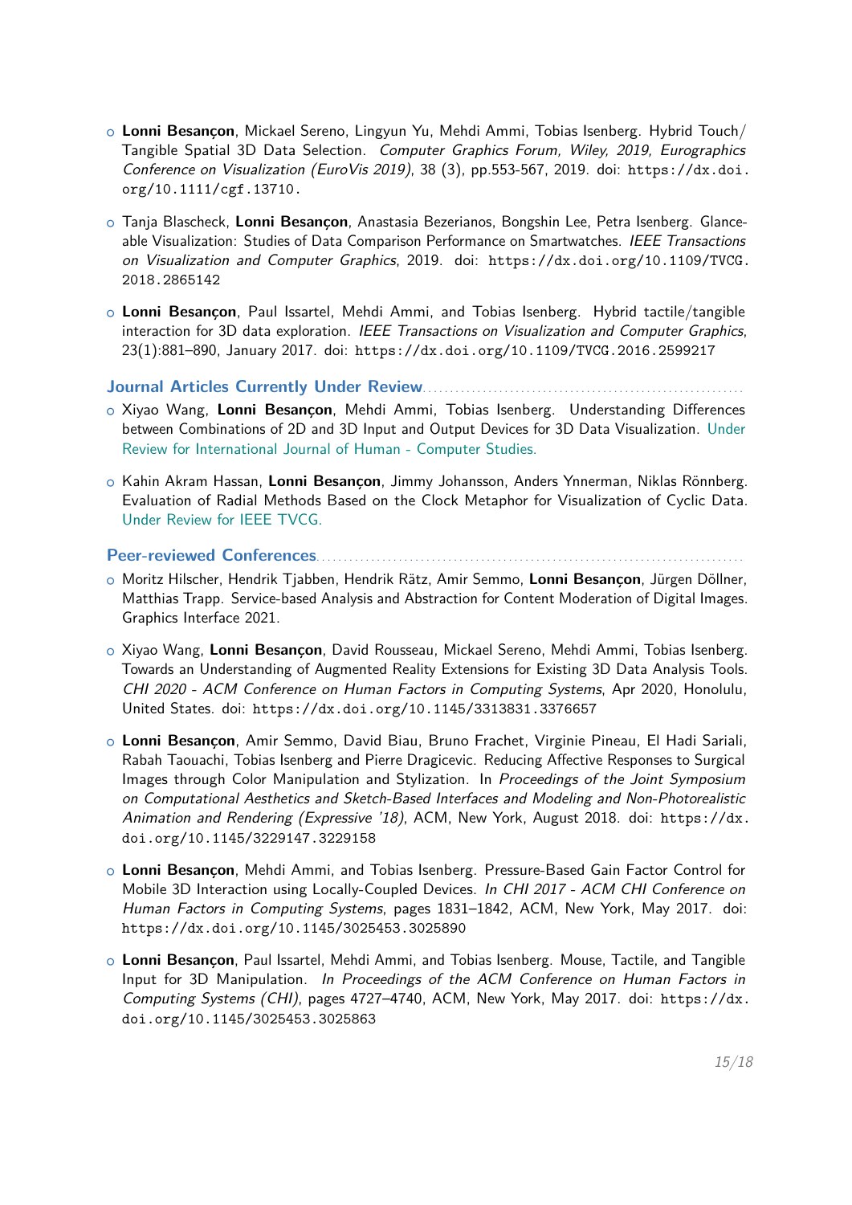- **Lonni Besançon**, Mickael Sereno, Lingyun Yu, Mehdi Ammi, Tobias Isenberg. Hybrid Touch/Tangible Spatial 3D Data Selection. *Computer Graphics Forum, Wiley, 2019, Eurographics Conference on Visualization (EuroVis 2019)*, 38 (3), pp.553-567, 2019. doi: `https://dx.doi.org/10.1111/cgf.13710`.

- Tanja Blascheck, **Lonni Besançon**, Anastasia Bezerianos, Bongshin Lee, Petra Isenberg. Glanceable Visualization: Studies of Data Comparison Performance on Smartwatches. *IEEE Transactions on Visualization and Computer Graphics*, 2019. doi: `https://dx.doi.org/10.1109/TVCG.2018.2865142`

- **Lonni Besançon**, Paul Issartel, Mehdi Ammi, and Tobias Isenberg. Hybrid tactile/tangible interaction for 3D data exploration. *IEEE Transactions on Visualization and Computer Graphics*, 23(1):881–890, January 2017. doi: `https://dx.doi.org/10.1109/TVCG.2016.2599217`

## Journal Articles Currently Under Review

- Xiyao Wang, **Lonni Besançon**, Mehdi Ammi, Tobias Isenberg. Understanding Differences between Combinations of 2D and 3D Input and Output Devices for 3D Data Visualization. Under Review for International Journal of Human - Computer Studies.

- Kahin Akram Hassan, **Lonni Besançon**, Jimmy Johansson, Anders Ynnerman, Niklas Rönnberg. Evaluation of Radial Methods Based on the Clock Metaphor for Visualization of Cyclic Data. Under Review for IEEE TVCG.

## Peer-reviewed Conferences

- Moritz Hilscher, Hendrik Tjabben, Hendrik Rätz, Amir Semmo, **Lonni Besançon**, Jürgen Döllner, Matthias Trapp. Service-based Analysis and Abstraction for Content Moderation of Digital Images. Graphics Interface 2021.

- Xiyao Wang, **Lonni Besançon**, David Rousseau, Mickael Sereno, Mehdi Ammi, Tobias Isenberg. Towards an Understanding of Augmented Reality Extensions for Existing 3D Data Analysis Tools. *CHI 2020 - ACM Conference on Human Factors in Computing Systems*, Apr 2020, Honolulu, United States. doi: `https://dx.doi.org/10.1145/3313831.3376657`

- **Lonni Besançon**, Amir Semmo, David Biau, Bruno Frachet, Virginie Pineau, El Hadi Sariali, Rabah Taouachi, Tobias Isenberg and Pierre Dragicevic. Reducing Affective Responses to Surgical Images through Color Manipulation and Stylization. In *Proceedings of the Joint Symposium on Computational Aesthetics and Sketch-Based Interfaces and Modeling and Non-Photorealistic Animation and Rendering (Expressive '18)*, ACM, New York, August 2018. doi: `https://dx.doi.org/10.1145/3229147.3229158`

- **Lonni Besançon**, Mehdi Ammi, and Tobias Isenberg. Pressure-Based Gain Factor Control for Mobile 3D Interaction using Locally-Coupled Devices. *In CHI 2017 - ACM CHI Conference on Human Factors in Computing Systems*, pages 1831–1842, ACM, New York, May 2017. doi: `https://dx.doi.org/10.1145/3025453.3025890`

- **Lonni Besançon**, Paul Issartel, Mehdi Ammi, and Tobias Isenberg. Mouse, Tactile, and Tangible Input for 3D Manipulation. *In Proceedings of the ACM Conference on Human Factors in Computing Systems (CHI)*, pages 4727–4740, ACM, New York, May 2017. doi: `https://dx.doi.org/10.1145/3025453.3025863`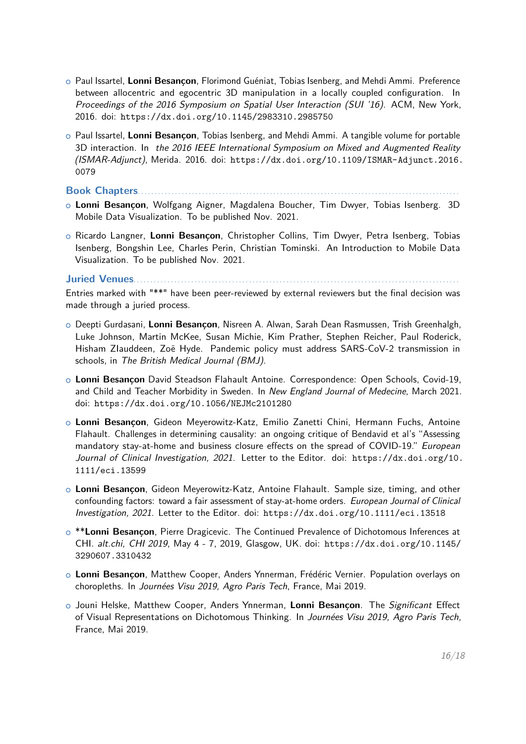- Paul Issartel, **Lonni Besançon**, Florimond Guéniat, Tobias Isenberg, and Mehdi Ammi. Preference between allocentric and egocentric 3D manipulation in a locally coupled configuration. In *Proceedings of the 2016 Symposium on Spatial User Interaction (SUI '16)*. ACM, New York, 2016. doi: `https://dx.doi.org/10.1145/2983310.2985750`
- Paul Issartel, **Lonni Besançon**, Tobias Isenberg, and Mehdi Ammi. A tangible volume for portable 3D interaction. In *the 2016 IEEE International Symposium on Mixed and Augmented Reality (ISMAR-Adjunct)*, Merida. 2016. doi: `https://dx.doi.org/10.1109/ISMAR-Adjunct.2016.0079`

## Book Chapters

- **Lonni Besançon**, Wolfgang Aigner, Magdalena Boucher, Tim Dwyer, Tobias Isenberg. 3D Mobile Data Visualization. To be published Nov. 2021.
- Ricardo Langner, **Lonni Besançon**, Christopher Collins, Tim Dwyer, Petra Isenberg, Tobias Isenberg, Bongshin Lee, Charles Perin, Christian Tominski. An Introduction to Mobile Data Visualization. To be published Nov. 2021.

## Juried Venues

Entries marked with "**" have been peer-reviewed by external reviewers but the final decision was made through a juried process.

- Deepti Gurdasani, **Lonni Besançon**, Nisreen A. Alwan, Sarah Dean Rasmussen, Trish Greenhalgh, Luke Johnson, Martin McKee, Susan Michie, Kim Prather, Stephen Reicher, Paul Roderick, Hisham Zlauddeen, Zoë Hyde. Pandemic policy must address SARS-CoV-2 transmission in schools, in *The British Medical Journal (BMJ)*.
- **Lonni Besançon** David Steadson Flahault Antoine. Correspondence: Open Schools, Covid-19, and Child and Teacher Morbidity in Sweden. In *New England Journal of Medecine*, March 2021. doi: `https://dx.doi.org/10.1056/NEJMc2101280`
- **Lonni Besançon**, Gideon Meyerowitz-Katz, Emilio Zanetti Chini, Hermann Fuchs, Antoine Flahault. Challenges in determining causality: an ongoing critique of Bendavid et al's "Assessing mandatory stay-at-home and business closure effects on the spread of COVID-19." *European Journal of Clinical Investigation, 2021*. Letter to the Editor. doi: `https://dx.doi.org/10.1111/eci.13599`
- **Lonni Besançon**, Gideon Meyerowitz-Katz, Antoine Flahault. Sample size, timing, and other confounding factors: toward a fair assessment of stay-at-home orders. *European Journal of Clinical Investigation, 2021*. Letter to the Editor. doi: `https://dx.doi.org/10.1111/eci.13518`
- **\*\*Lonni Besançon**, Pierre Dragicevic. The Continued Prevalence of Dichotomous Inferences at CHI. *alt.chi, CHI 2019*, May 4 - 7, 2019, Glasgow, UK. doi: `https://dx.doi.org/10.1145/3290607.3310432`
- **Lonni Besançon**, Matthew Cooper, Anders Ynnerman, Frédéric Vernier. Population overlays on choropleths. In *Journées Visu 2019, Agro Paris Tech*, France, Mai 2019.
- Jouni Helske, Matthew Cooper, Anders Ynnerman, **Lonni Besançon**. The *Significant* Effect of Visual Representations on Dichotomous Thinking. In *Journées Visu 2019, Agro Paris Tech*, France, Mai 2019.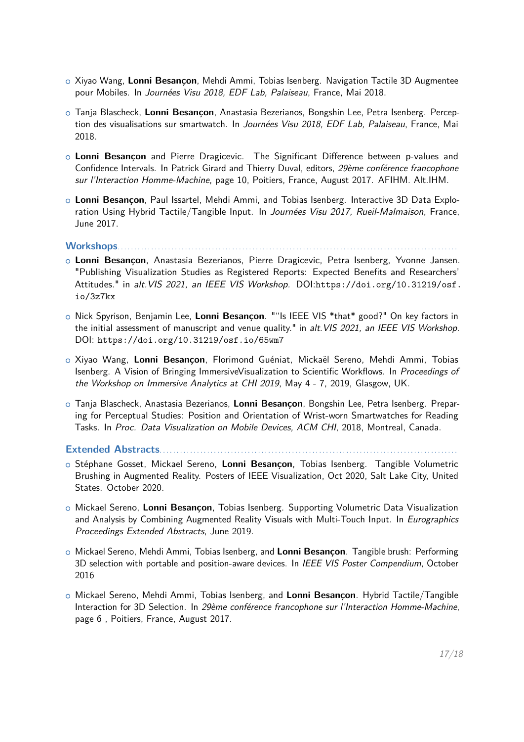- Xiyao Wang, **Lonni Besançon**, Mehdi Ammi, Tobias Isenberg. Navigation Tactile 3D Augmentee pour Mobiles. In *Journées Visu 2018, EDF Lab, Palaiseau*, France, Mai 2018.
- Tanja Blascheck, **Lonni Besançon**, Anastasia Bezerianos, Bongshin Lee, Petra Isenberg. Perception des visualisations sur smartwatch. In *Journées Visu 2018, EDF Lab, Palaiseau*, France, Mai 2018.
- **Lonni Besançon** and Pierre Dragicevic. The Significant Difference between p-values and Confidence Intervals. In Patrick Girard and Thierry Duval, editors, *29ème conférence francophone sur l'Interaction Homme-Machine*, page 10, Poitiers, France, August 2017. AFIHM. Alt.IHM.
- **Lonni Besançon**, Paul Issartel, Mehdi Ammi, and Tobias Isenberg. Interactive 3D Data Exploration Using Hybrid Tactile/Tangible Input. In *Journées Visu 2017, Rueil-Malmaison*, France, June 2017.

## Workshops

- **Lonni Besançon**, Anastasia Bezerianos, Pierre Dragicevic, Petra Isenberg, Yvonne Jansen. "Publishing Visualization Studies as Registered Reports: Expected Benefits and Researchers' Attitudes." in *alt.VIS 2021, an IEEE VIS Workshop.* DOI:`https://doi.org/10.31219/osf.io/3z7kx`
- Nick Spyrison, Benjamin Lee, **Lonni Besançon**. "“Is IEEE VIS *that* good?" On key factors in the initial assessment of manuscript and venue quality." in *alt.VIS 2021, an IEEE VIS Workshop.* DOI: `https://doi.org/10.31219/osf.io/65wm7`
- Xiyao Wang, **Lonni Besançon**, Florimond Guéniat, Mickaël Sereno, Mehdi Ammi, Tobias Isenberg. A Vision of Bringing ImmersiveVisualization to Scientific Workflows. In *Proceedings of the Workshop on Immersive Analytics at CHI 2019*, May 4 - 7, 2019, Glasgow, UK.
- Tanja Blascheck, Anastasia Bezerianos, **Lonni Besançon**, Bongshin Lee, Petra Isenberg. Preparing for Perceptual Studies: Position and Orientation of Wrist-worn Smartwatches for Reading Tasks. In *Proc. Data Visualization on Mobile Devices, ACM CHI*, 2018, Montreal, Canada.

## Extended Abstracts

- Stéphane Gosset, Mickael Sereno, **Lonni Besançon**, Tobias Isenberg. Tangible Volumetric Brushing in Augmented Reality. Posters of IEEE Visualization, Oct 2020, Salt Lake City, United States. October 2020.
- Mickael Sereno, **Lonni Besançon**, Tobias Isenberg. Supporting Volumetric Data Visualization and Analysis by Combining Augmented Reality Visuals with Multi-Touch Input. In *Eurographics Proceedings Extended Abstracts*, June 2019.
- Mickael Sereno, Mehdi Ammi, Tobias Isenberg, and **Lonni Besançon**. Tangible brush: Performing 3D selection with portable and position-aware devices. In *IEEE VIS Poster Compendium*, October 2016
- Mickael Sereno, Mehdi Ammi, Tobias Isenberg, and **Lonni Besançon**. Hybrid Tactile/Tangible Interaction for 3D Selection. In *29ème conférence francophone sur l'Interaction Homme-Machine*, page 6 , Poitiers, France, August 2017.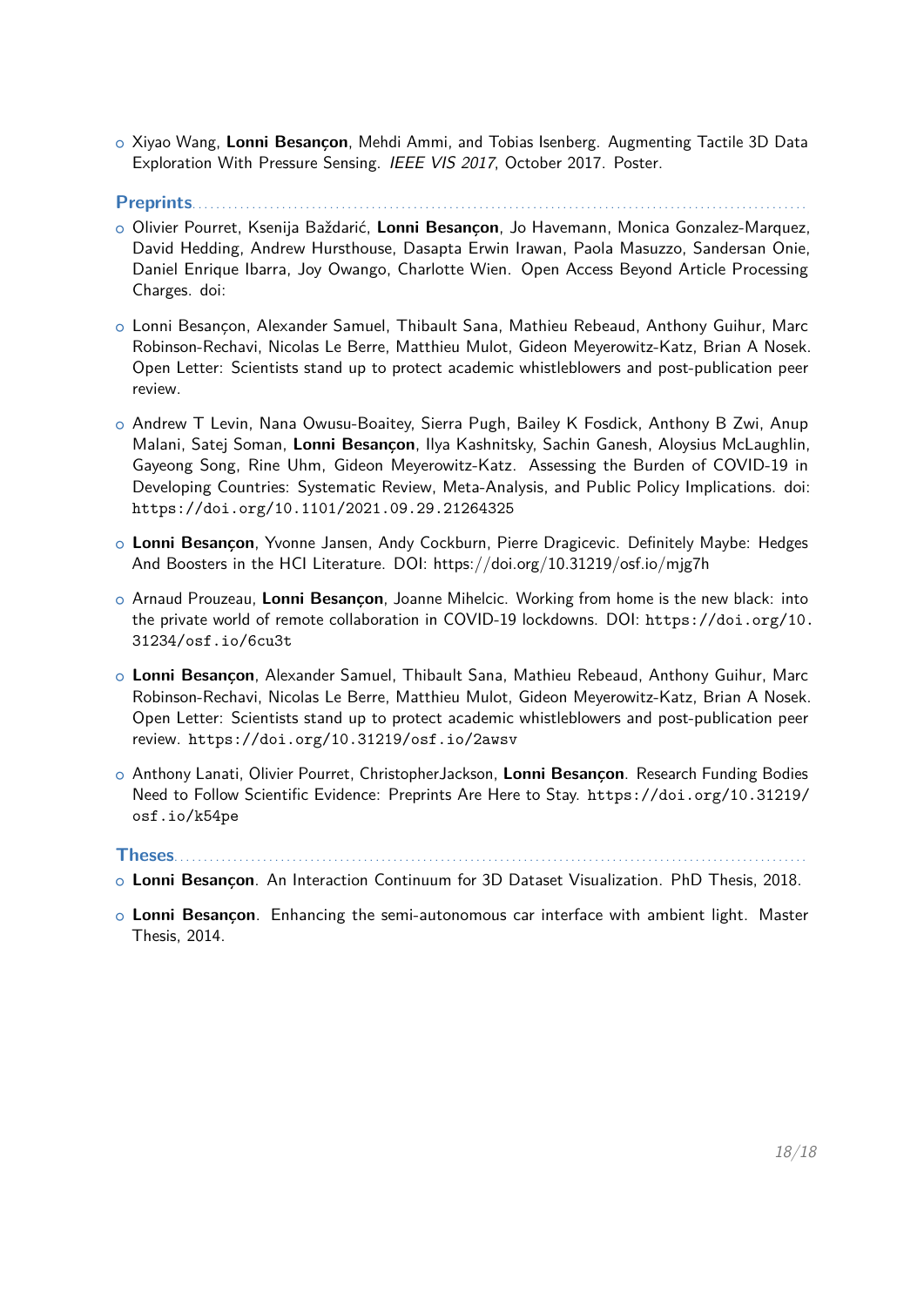- Xiyao Wang, **Lonni Besançon**, Mehdi Ammi, and Tobias Isenberg. Augmenting Tactile 3D Data Exploration With Pressure Sensing. *IEEE VIS 2017*, October 2017. Poster.

## Preprints

- Olivier Pourret, Ksenija Baždarić, **Lonni Besançon**, Jo Havemann, Monica Gonzalez-Marquez, David Hedding, Andrew Hursthouse, Dasapta Erwin Irawan, Paola Masuzzo, Sandersan Onie, Daniel Enrique Ibarra, Joy Owango, Charlotte Wien. Open Access Beyond Article Processing Charges. doi:

- Lonni Besançon, Alexander Samuel, Thibault Sana, Mathieu Rebeaud, Anthony Guihur, Marc Robinson-Rechavi, Nicolas Le Berre, Matthieu Mulot, Gideon Meyerowitz-Katz, Brian A Nosek. Open Letter: Scientists stand up to protect academic whistleblowers and post-publication peer review.

- Andrew T Levin, Nana Owusu-Boaitey, Sierra Pugh, Bailey K Fosdick, Anthony B Zwi, Anup Malani, Satej Soman, **Lonni Besançon**, Ilya Kashnitsky, Sachin Ganesh, Aloysius McLaughlin, Gayeong Song, Rine Uhm, Gideon Meyerowitz-Katz. Assessing the Burden of COVID-19 in Developing Countries: Systematic Review, Meta-Analysis, and Public Policy Implications. doi: `https://doi.org/10.1101/2021.09.29.21264325`

- **Lonni Besançon**, Yvonne Jansen, Andy Cockburn, Pierre Dragicevic. Definitely Maybe: Hedges And Boosters in the HCI Literature. DOI: https://doi.org/10.31219/osf.io/mjg7h

- Arnaud Prouzeau, **Lonni Besançon**, Joanne Mihelcic. Working from home is the new black: into the private world of remote collaboration in COVID-19 lockdowns. DOI: `https://doi.org/10.31234/osf.io/6cu3t`

- **Lonni Besançon**, Alexander Samuel, Thibault Sana, Mathieu Rebeaud, Anthony Guihur, Marc Robinson-Rechavi, Nicolas Le Berre, Matthieu Mulot, Gideon Meyerowitz-Katz, Brian A Nosek. Open Letter: Scientists stand up to protect academic whistleblowers and post-publication peer review. `https://doi.org/10.31219/osf.io/2awsv`

- Anthony Lanati, Olivier Pourret, ChristopherJackson, **Lonni Besançon**. Research Funding Bodies Need to Follow Scientific Evidence: Preprints Are Here to Stay. `https://doi.org/10.31219/osf.io/k54pe`

## Theses

- **Lonni Besançon**. An Interaction Continuum for 3D Dataset Visualization. PhD Thesis, 2018.

- **Lonni Besançon**. Enhancing the semi-autonomous car interface with ambient light. Master Thesis, 2014.